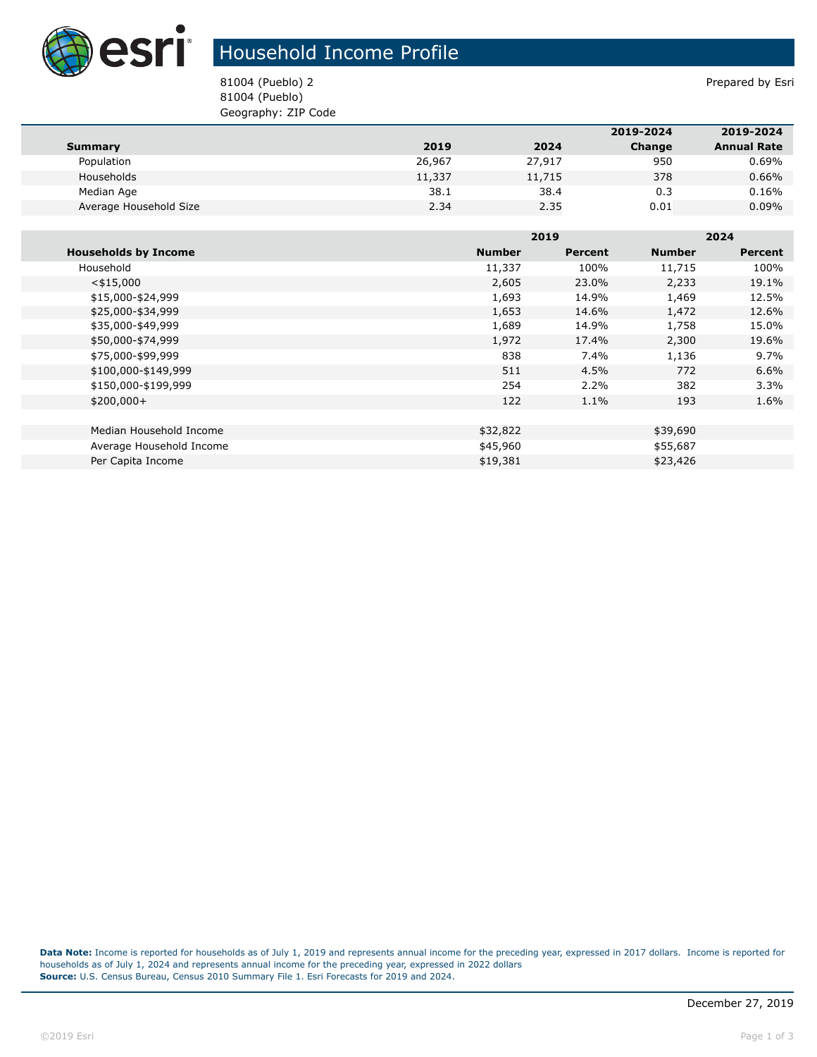# Household Income Profile

81004 (Pueblo) 2
81004 (Pueblo)
Geography: ZIP Code

Prepared by Esri

| Summary | 2019 | 2024 | 2019-2024 Change | 2019-2024 Annual Rate |
|---|---|---|---|---|
| Population | 26,967 | 27,917 | 950 | 0.69% |
| Households | 11,337 | 11,715 | 378 | 0.66% |
| Median Age | 38.1 | 38.4 | 0.3 | 0.16% |
| Average Household Size | 2.34 | 2.35 | 0.01 | 0.09% |

| | 2019 | | 2024 | |
|---|---|---|---|---|
| **Households by Income** | **Number** | **Percent** | **Number** | **Percent** |
| Household | 11,337 | 100% | 11,715 | 100% |
| <$15,000 | 2,605 | 23.0% | 2,233 | 19.1% |
| $15,000-$24,999 | 1,693 | 14.9% | 1,469 | 12.5% |
| $25,000-$34,999 | 1,653 | 14.6% | 1,472 | 12.6% |
| $35,000-$49,999 | 1,689 | 14.9% | 1,758 | 15.0% |
| $50,000-$74,999 | 1,972 | 17.4% | 2,300 | 19.6% |
| $75,000-$99,999 | 838 | 7.4% | 1,136 | 9.7% |
| $100,000-$149,999 | 511 | 4.5% | 772 | 6.6% |
| $150,000-$199,999 | 254 | 2.2% | 382 | 3.3% |
| $200,000+ | 122 | 1.1% | 193 | 1.6% |
| | | | | |
| Median Household Income | $32,822 | | $39,690 | |
| Average Household Income | $45,960 | | $55,687 | |
| Per Capita Income | $19,381 | | $23,426 | |

**Data Note:** Income is reported for households as of July 1, 2019 and represents annual income for the preceding year, expressed in 2017 dollars. Income is reported for households as of July 1, 2024 and represents annual income for the preceding year, expressed in 2022 dollars
**Source:** U.S. Census Bureau, Census 2010 Summary File 1. Esri Forecasts for 2019 and 2024.

December 27, 2019

©2019 Esri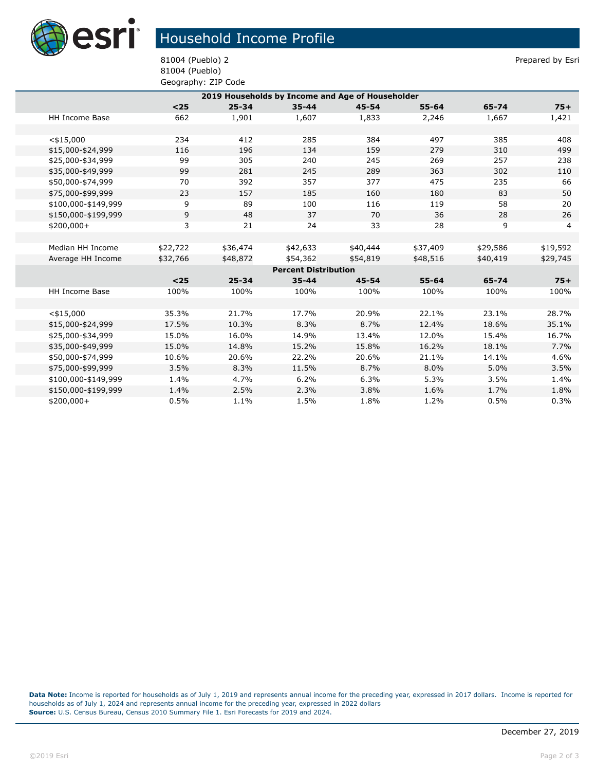# Household Income Profile

81004 (Pueblo) 2
81004 (Pueblo)
Geography: ZIP Code

Prepared by Esri

| 2019 Households by Income and Age of Householder | | | | | | | |
|---|---|---|---|---|---|---|---|
| | <25 | 25-34 | 35-44 | 45-54 | 55-64 | 65-74 | 75+ |
| HH Income Base | 662 | 1,901 | 1,607 | 1,833 | 2,246 | 1,667 | 1,421 |
| | | | | | | | |
| <$15,000 | 234 | 412 | 285 | 384 | 497 | 385 | 408 |
| $15,000-$24,999 | 116 | 196 | 134 | 159 | 279 | 310 | 499 |
| $25,000-$34,999 | 99 | 305 | 240 | 245 | 269 | 257 | 238 |
| $35,000-$49,999 | 99 | 281 | 245 | 289 | 363 | 302 | 110 |
| $50,000-$74,999 | 70 | 392 | 357 | 377 | 475 | 235 | 66 |
| $75,000-$99,999 | 23 | 157 | 185 | 160 | 180 | 83 | 50 |
| $100,000-$149,999 | 9 | 89 | 100 | 116 | 119 | 58 | 20 |
| $150,000-$199,999 | 9 | 48 | 37 | 70 | 36 | 28 | 26 |
| $200,000+ | 3 | 21 | 24 | 33 | 28 | 9 | 4 |
| | | | | | | | |
| Median HH Income | $22,722 | $36,474 | $42,633 | $40,444 | $37,409 | $29,586 | $19,592 |
| Average HH Income | $32,766 | $48,872 | $54,362 | $54,819 | $48,516 | $40,419 | $29,745 |

| Percent Distribution | | | | | | | |
|---|---|---|---|---|---|---|---|
| | <25 | 25-34 | 35-44 | 45-54 | 55-64 | 65-74 | 75+ |
| HH Income Base | 100% | 100% | 100% | 100% | 100% | 100% | 100% |
| | | | | | | | |
| <$15,000 | 35.3% | 21.7% | 17.7% | 20.9% | 22.1% | 23.1% | 28.7% |
| $15,000-$24,999 | 17.5% | 10.3% | 8.3% | 8.7% | 12.4% | 18.6% | 35.1% |
| $25,000-$34,999 | 15.0% | 16.0% | 14.9% | 13.4% | 12.0% | 15.4% | 16.7% |
| $35,000-$49,999 | 15.0% | 14.8% | 15.2% | 15.8% | 16.2% | 18.1% | 7.7% |
| $50,000-$74,999 | 10.6% | 20.6% | 22.2% | 20.6% | 21.1% | 14.1% | 4.6% |
| $75,000-$99,999 | 3.5% | 8.3% | 11.5% | 8.7% | 8.0% | 5.0% | 3.5% |
| $100,000-$149,999 | 1.4% | 4.7% | 6.2% | 6.3% | 5.3% | 3.5% | 1.4% |
| $150,000-$199,999 | 1.4% | 2.5% | 2.3% | 3.8% | 1.6% | 1.7% | 1.8% |
| $200,000+ | 0.5% | 1.1% | 1.5% | 1.8% | 1.2% | 0.5% | 0.3% |

**Data Note:** Income is reported for households as of July 1, 2019 and represents annual income for the preceding year, expressed in 2017 dollars. Income is reported for households as of July 1, 2024 and represents annual income for the preceding year, expressed in 2022 dollars
**Source:** U.S. Census Bureau, Census 2010 Summary File 1. Esri Forecasts for 2019 and 2024.

December 27, 2019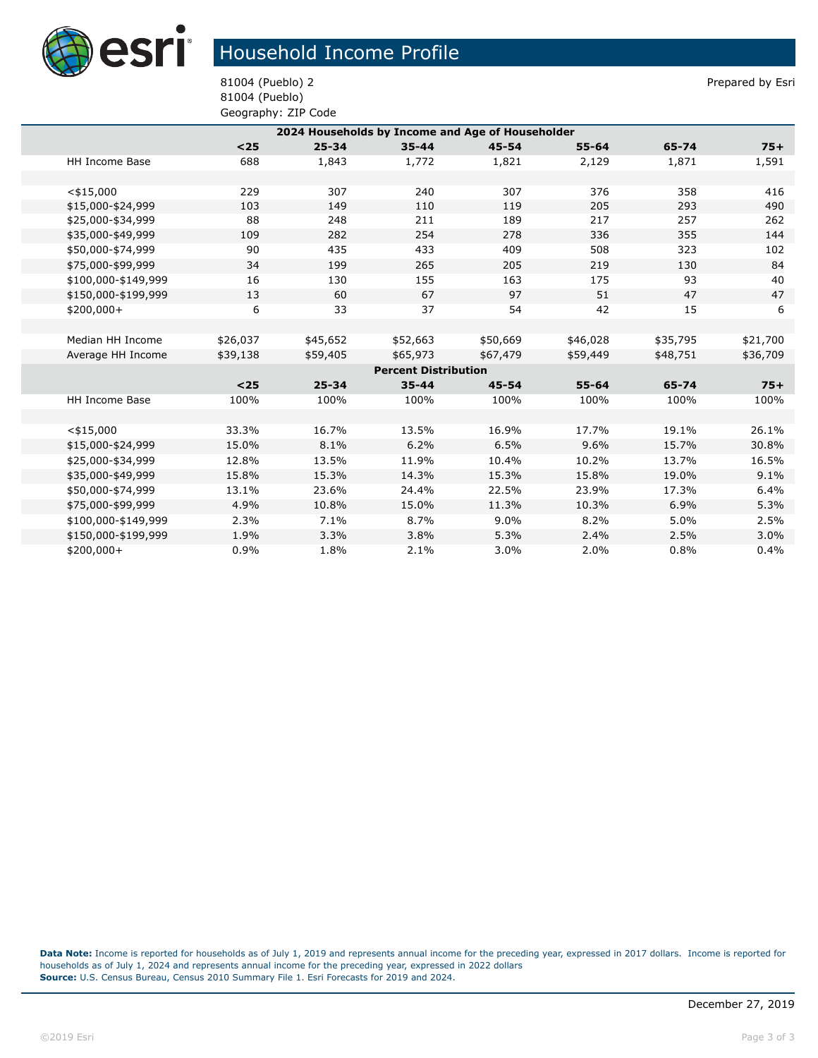# Household Income Profile

81004 (Pueblo) 2
81004 (Pueblo)
Geography: ZIP Code

Prepared by Esri

| 2024 Households by Income and Age of Householder | | | | | | | |
|---|---|---|---|---|---|---|---|
| | **<25** | **25-34** | **35-44** | **45-54** | **55-64** | **65-74** | **75+** |
| HH Income Base | 688 | 1,843 | 1,772 | 1,821 | 2,129 | 1,871 | 1,591 |
| | | | | | | | |
| <$15,000 | 229 | 307 | 240 | 307 | 376 | 358 | 416 |
| $15,000-$24,999 | 103 | 149 | 110 | 119 | 205 | 293 | 490 |
| $25,000-$34,999 | 88 | 248 | 211 | 189 | 217 | 257 | 262 |
| $35,000-$49,999 | 109 | 282 | 254 | 278 | 336 | 355 | 144 |
| $50,000-$74,999 | 90 | 435 | 433 | 409 | 508 | 323 | 102 |
| $75,000-$99,999 | 34 | 199 | 265 | 205 | 219 | 130 | 84 |
| $100,000-$149,999 | 16 | 130 | 155 | 163 | 175 | 93 | 40 |
| $150,000-$199,999 | 13 | 60 | 67 | 97 | 51 | 47 | 47 |
| $200,000+ | 6 | 33 | 37 | 54 | 42 | 15 | 6 |
| | | | | | | | |
| Median HH Income | $26,037 | $45,652 | $52,663 | $50,669 | $46,028 | $35,795 | $21,700 |
| Average HH Income | $39,138 | $59,405 | $65,973 | $67,479 | $59,449 | $48,751 | $36,709 |
| **Percent Distribution** | | | | | | | |
| | **<25** | **25-34** | **35-44** | **45-54** | **55-64** | **65-74** | **75+** |
| HH Income Base | 100% | 100% | 100% | 100% | 100% | 100% | 100% |
| | | | | | | | |
| <$15,000 | 33.3% | 16.7% | 13.5% | 16.9% | 17.7% | 19.1% | 26.1% |
| $15,000-$24,999 | 15.0% | 8.1% | 6.2% | 6.5% | 9.6% | 15.7% | 30.8% |
| $25,000-$34,999 | 12.8% | 13.5% | 11.9% | 10.4% | 10.2% | 13.7% | 16.5% |
| $35,000-$49,999 | 15.8% | 15.3% | 14.3% | 15.3% | 15.8% | 19.0% | 9.1% |
| $50,000-$74,999 | 13.1% | 23.6% | 24.4% | 22.5% | 23.9% | 17.3% | 6.4% |
| $75,000-$99,999 | 4.9% | 10.8% | 15.0% | 11.3% | 10.3% | 6.9% | 5.3% |
| $100,000-$149,999 | 2.3% | 7.1% | 8.7% | 9.0% | 8.2% | 5.0% | 2.5% |
| $150,000-$199,999 | 1.9% | 3.3% | 3.8% | 5.3% | 2.4% | 2.5% | 3.0% |
| $200,000+ | 0.9% | 1.8% | 2.1% | 3.0% | 2.0% | 0.8% | 0.4% |

**Data Note:** Income is reported for households as of July 1, 2019 and represents annual income for the preceding year, expressed in 2017 dollars. Income is reported for households as of July 1, 2024 and represents annual income for the preceding year, expressed in 2022 dollars
**Source:** U.S. Census Bureau, Census 2010 Summary File 1. Esri Forecasts for 2019 and 2024.

December 27, 2019

©2019 Esri